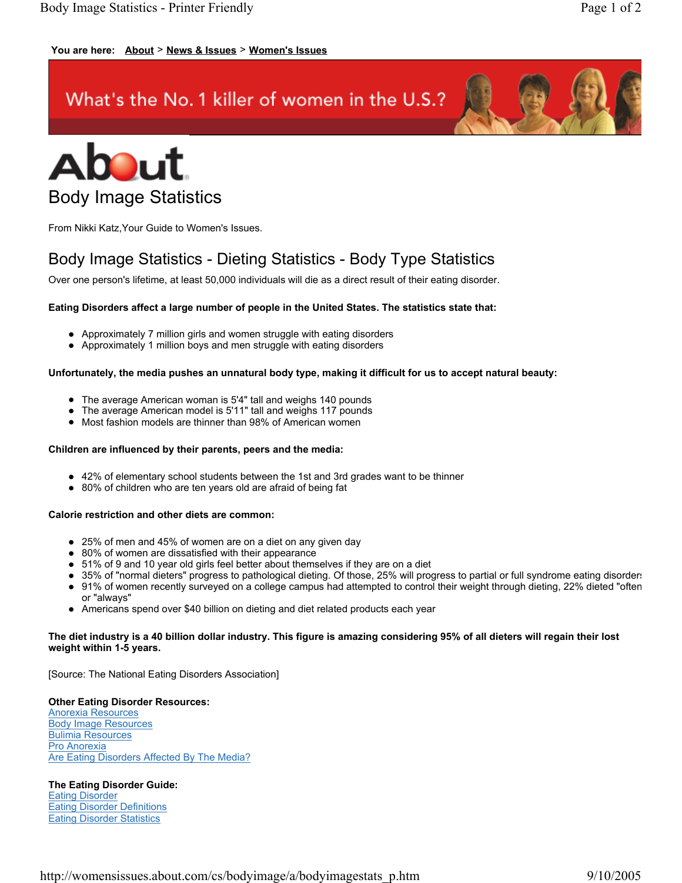You are here: About > News & Issues > Women's Issues

What's the No. 1 killer of women in the U.S.?

# Body Image Statistics

From Nikki Katz,Your Guide to Women's Issues.

## Body Image Statistics - Dieting Statistics - Body Type Statistics

Over one person's lifetime, at least 50,000 individuals will die as a direct result of their eating disorder.

**Eating Disorders affect a large number of people in the United States. The statistics state that:**

- Approximately 7 million girls and women struggle with eating disorders
- Approximately 1 million boys and men struggle with eating disorders

**Unfortunately, the media pushes an unnatural body type, making it difficult for us to accept natural beauty:**

- The average American woman is 5'4" tall and weighs 140 pounds
- The average American model is 5'11" tall and weighs 117 pounds
- Most fashion models are thinner than 98% of American women

**Children are influenced by their parents, peers and the media:**

- 42% of elementary school students between the 1st and 3rd grades want to be thinner
- 80% of children who are ten years old are afraid of being fat

**Calorie restriction and other diets are common:**

- 25% of men and 45% of women are on a diet on any given day
- 80% of women are dissatisfied with their appearance
- 51% of 9 and 10 year old girls feel better about themselves if they are on a diet
- 35% of "normal dieters" progress to pathological dieting. Of those, 25% will progress to partial or full syndrome eating disorders
- 91% of women recently surveyed on a college campus had attempted to control their weight through dieting, 22% dieted "often" or "always"
- Americans spend over $40 billion on dieting and diet related products each year

**The diet industry is a 40 billion dollar industry. This figure is amazing considering 95% of all dieters will regain their lost weight within 1-5 years.**

[Source: The National Eating Disorders Association]

**Other Eating Disorder Resources:**
Anorexia Resources
Body Image Resources
Bulimia Resources
Pro Anorexia
Are Eating Disorders Affected By The Media?

**The Eating Disorder Guide:**
Eating Disorder
Eating Disorder Definitions
Eating Disorder Statistics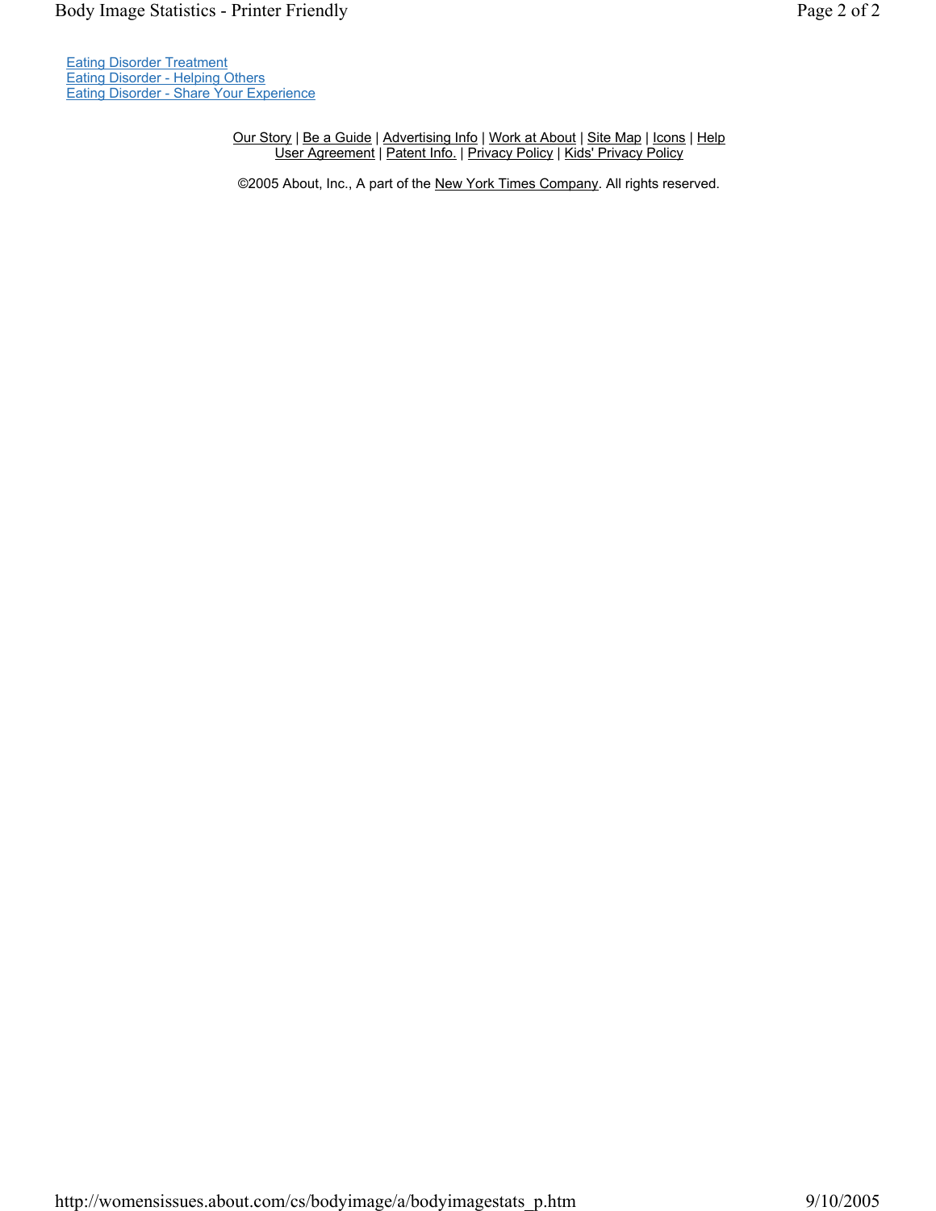Eating Disorder Treatment
Eating Disorder - Helping Others
Eating Disorder - Share Your Experience

Our Story | Be a Guide | Advertising Info | Work at About | Site Map | Icons | Help
User Agreement | Patent Info. | Privacy Policy | Kids' Privacy Policy

©2005 About, Inc., A part of the New York Times Company. All rights reserved.